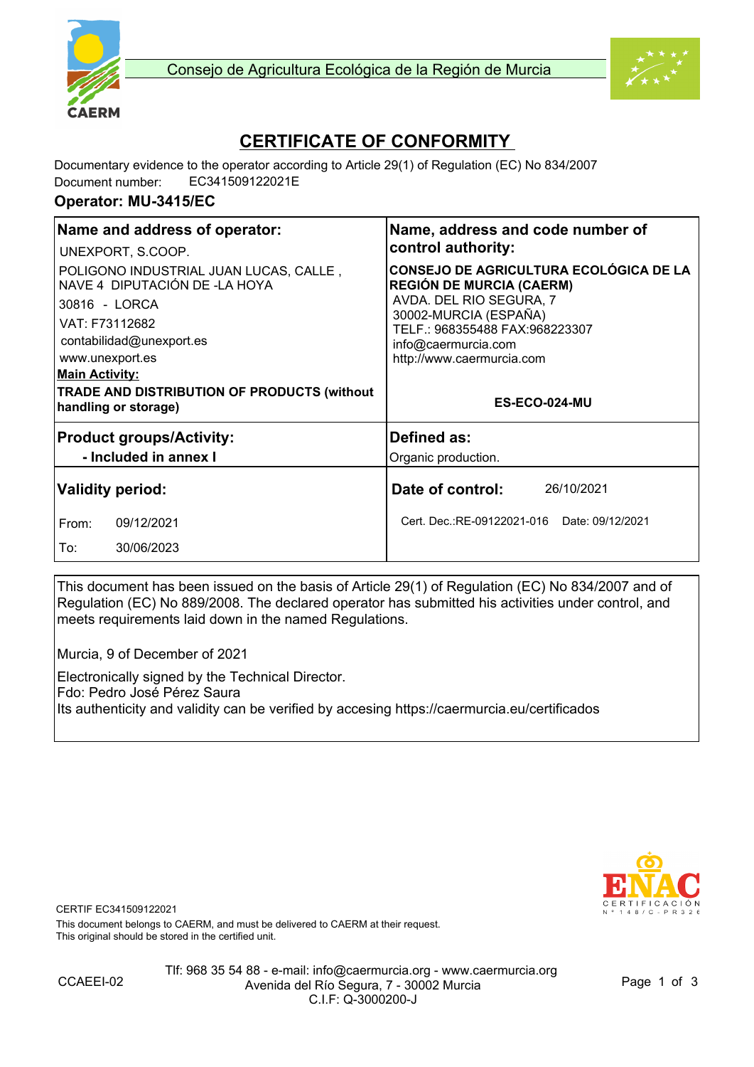Consejo de Agricultura Ecológica de la Región de Murcia

# CERTIFICATE OF CONFORMITY

Documentary evidence to the operator according to Article 29(1) of Regulation (EC) No 834/2007
Document number: EC341509122021E

### Operator: MU-3415/EC

| **Name and address of operator:** | **Name, address and code number of control authority:** |
|---|---|
| UNEXPORT, S.COOP.<br>POLIGONO INDUSTRIAL JUAN LUCAS, CALLE , NAVE 4 DIPUTACIÓN DE -LA HOYA<br>30816 - LORCA<br>VAT: F73112682<br>contabilidad@unexport.es<br>www.unexport.es<br>**Main Activity:**<br>**TRADE AND DISTRIBUTION OF PRODUCTS (without handling or storage)** | **CONSEJO DE AGRICULTURA ECOLÓGICA DE LA REGIÓN DE MURCIA (CAERM)**<br>AVDA. DEL RIO SEGURA, 7<br>30002-MURCIA (ESPAÑA)<br>TELF.: 968355488 FAX:968223307<br>info@caermurcia.com<br>http://www.caermurcia.com<br>**ES-ECO-024-MU** |
| **Product groups/Activity:**<br>**- Included in annex I** | **Defined as:**<br>Organic production. |
| **Validity period:**<br>From: 09/12/2021<br>To: 30/06/2023 | **Date of control:** 26/10/2021<br>Cert. Dec.:RE-09122021-016 Date: 09/12/2021 |

This document has been issued on the basis of Article 29(1) of Regulation (EC) No 834/2007 and of Regulation (EC) No 889/2008. The declared operator has submitted his activities under control, and meets requirements laid down in the named Regulations.

Murcia, 9 of December of 2021

Electronically signed by the Technical Director.
Fdo: Pedro José Pérez Saura
Its authenticity and validity can be verified by accesing https://caermurcia.eu/certificados

CERTIF EC341509122021
This document belongs to CAERM, and must be delivered to CAERM at their request.
This original should be stored in the certified unit.

CCAEEI-02

Tlf: 968 35 54 88 - e-mail: info@caermurcia.org - www.caermurcia.org
Avenida del Río Segura, 7 - 30002 Murcia
C.I.F: Q-3000200-J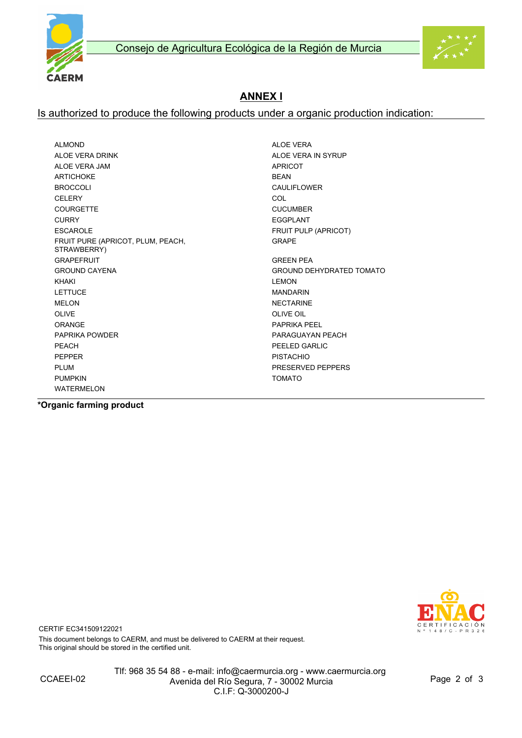Consejo de Agricultura Ecológica de la Región de Murcia

## ANNEX I

Is authorized to produce the following products under a organic production indication:

ALMOND
ALOE VERA
ALOE VERA DRINK
ALOE VERA IN SYRUP
ALOE VERA JAM
APRICOT
ARTICHOKE
BEAN
BROCCOLI
CAULIFLOWER
CELERY
COL
COURGETTE
CUCUMBER
CURRY
EGGPLANT
ESCAROLE
FRUIT PULP (APRICOT)
FRUIT PURE (APRICOT, PLUM, PEACH, STRAWBERRY)
GRAPE
GRAPEFRUIT
GREEN PEA
GROUND CAYENA
GROUND DEHYDRATED TOMATO
KHAKI
LEMON
LETTUCE
MANDARIN
MELON
NECTARINE
OLIVE
OLIVE OIL
ORANGE
PAPRIKA PEEL
PAPRIKA POWDER
PARAGUAYAN PEACH
PEACH
PEELED GARLIC
PEPPER
PISTACHIO
PLUM
PRESERVED PEPPERS
PUMPKIN
TOMATO
WATERMELON

**\*Organic farming product**

CERTIF EC341509122021

This document belongs to CAERM, and must be delivered to CAERM at their request.
This original should be stored in the certified unit.

CCAEEI-02

Tlf: 968 35 54 88 - e-mail: info@caermurcia.org - www.caermurcia.org
Avenida del Río Segura, 7 - 30002 Murcia
C.I.F: Q-3000200-J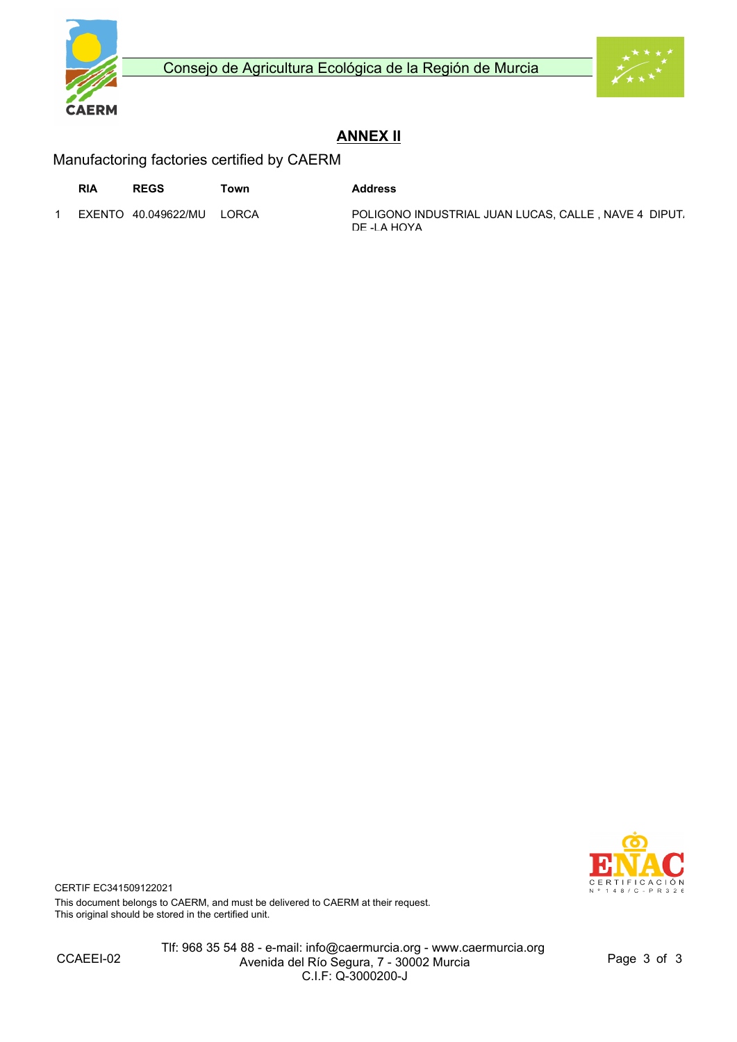Consejo de Agricultura Ecológica de la Región de Murcia

## ANNEX II

Manufactoring factories certified by CAERM

| | RIA | REGS | Town | Address |
|---|---|---|---|---|
| 1 | EXENTO | 40.049622/MU | LORCA | POLIGONO INDUSTRIAL JUAN LUCAS, CALLE , NAVE 4 DIPUT. DE -LA HOYA |

CERTIF EC341509122021

This document belongs to CAERM, and must be delivered to CAERM at their request.
This original should be stored in the certified unit.

CCAEEI-02

Tlf: 968 35 54 88 - e-mail: info@caermurcia.org - www.caermurcia.org
Avenida del Río Segura, 7 - 30002 Murcia
C.I.F: Q-3000200-J